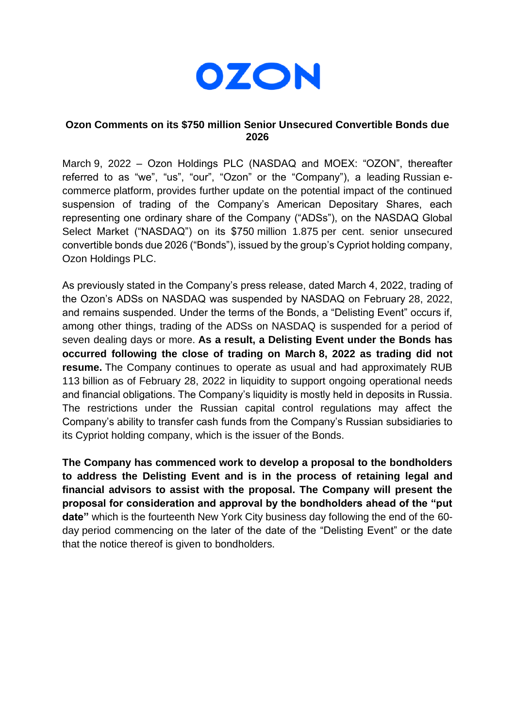OZON

**Ozon Comments on its $750 million Senior Unsecured Convertible Bonds due 2026**

March 9, 2022 – Ozon Holdings PLC (NASDAQ and MOEX: "OZON", thereafter referred to as "we", "us", "our", "Ozon" or the "Company"), a leading Russian e-commerce platform, provides further update on the potential impact of the continued suspension of trading of the Company's American Depositary Shares, each representing one ordinary share of the Company ("ADSs"), on the NASDAQ Global Select Market ("NASDAQ") on its $750 million 1.875 per cent. senior unsecured convertible bonds due 2026 ("Bonds"), issued by the group's Cypriot holding company, Ozon Holdings PLC.

As previously stated in the Company's press release, dated March 4, 2022, trading of the Ozon's ADSs on NASDAQ was suspended by NASDAQ on February 28, 2022, and remains suspended. Under the terms of the Bonds, a "Delisting Event" occurs if, among other things, trading of the ADSs on NASDAQ is suspended for a period of seven dealing days or more. **As a result, a Delisting Event under the Bonds has occurred following the close of trading on March 8, 2022 as trading did not resume.** The Company continues to operate as usual and had approximately RUB 113 billion as of February 28, 2022 in liquidity to support ongoing operational needs and financial obligations. The Company's liquidity is mostly held in deposits in Russia. The restrictions under the Russian capital control regulations may affect the Company's ability to transfer cash funds from the Company's Russian subsidiaries to its Cypriot holding company, which is the issuer of the Bonds.

**The Company has commenced work to develop a proposal to the bondholders to address the Delisting Event and is in the process of retaining legal and financial advisors to assist with the proposal. The Company will present the proposal for consideration and approval by the bondholders ahead of the "put date"** which is the fourteenth New York City business day following the end of the 60-day period commencing on the later of the date of the "Delisting Event" or the date that the notice thereof is given to bondholders.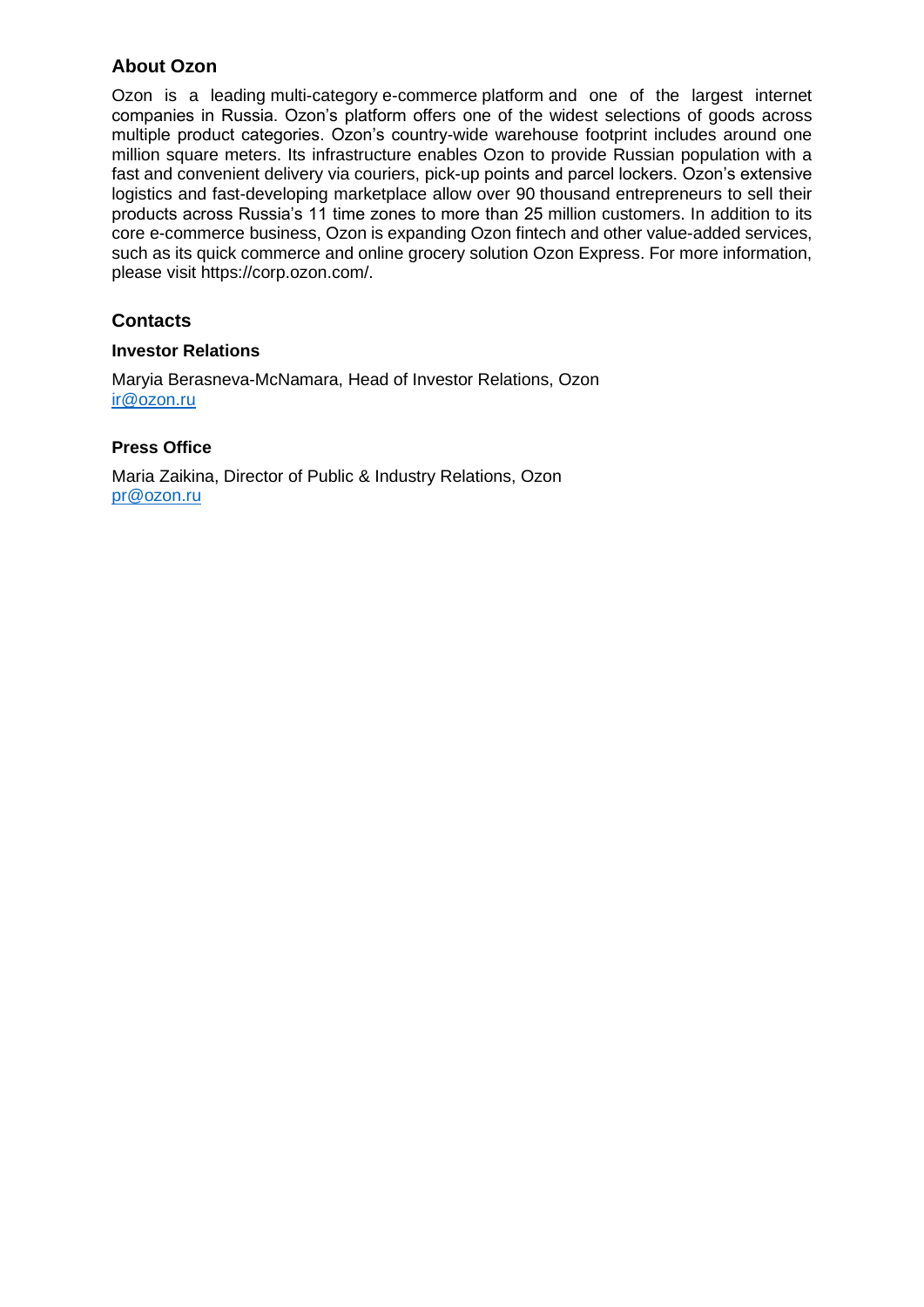## About Ozon

Ozon is a leading multi-category e-commerce platform and one of the largest internet companies in Russia. Ozon's platform offers one of the widest selections of goods across multiple product categories. Ozon's country-wide warehouse footprint includes around one million square meters. Its infrastructure enables Ozon to provide Russian population with a fast and convenient delivery via couriers, pick-up points and parcel lockers. Ozon's extensive logistics and fast-developing marketplace allow over 90 thousand entrepreneurs to sell their products across Russia's 11 time zones to more than 25 million customers. In addition to its core e-commerce business, Ozon is expanding Ozon fintech and other value-added services, such as its quick commerce and online grocery solution Ozon Express. For more information, please visit https://corp.ozon.com/.

## Contacts

### Investor Relations

Maryia Berasneva-McNamara, Head of Investor Relations, Ozon
ir@ozon.ru

### Press Office

Maria Zaikina, Director of Public & Industry Relations, Ozon
pr@ozon.ru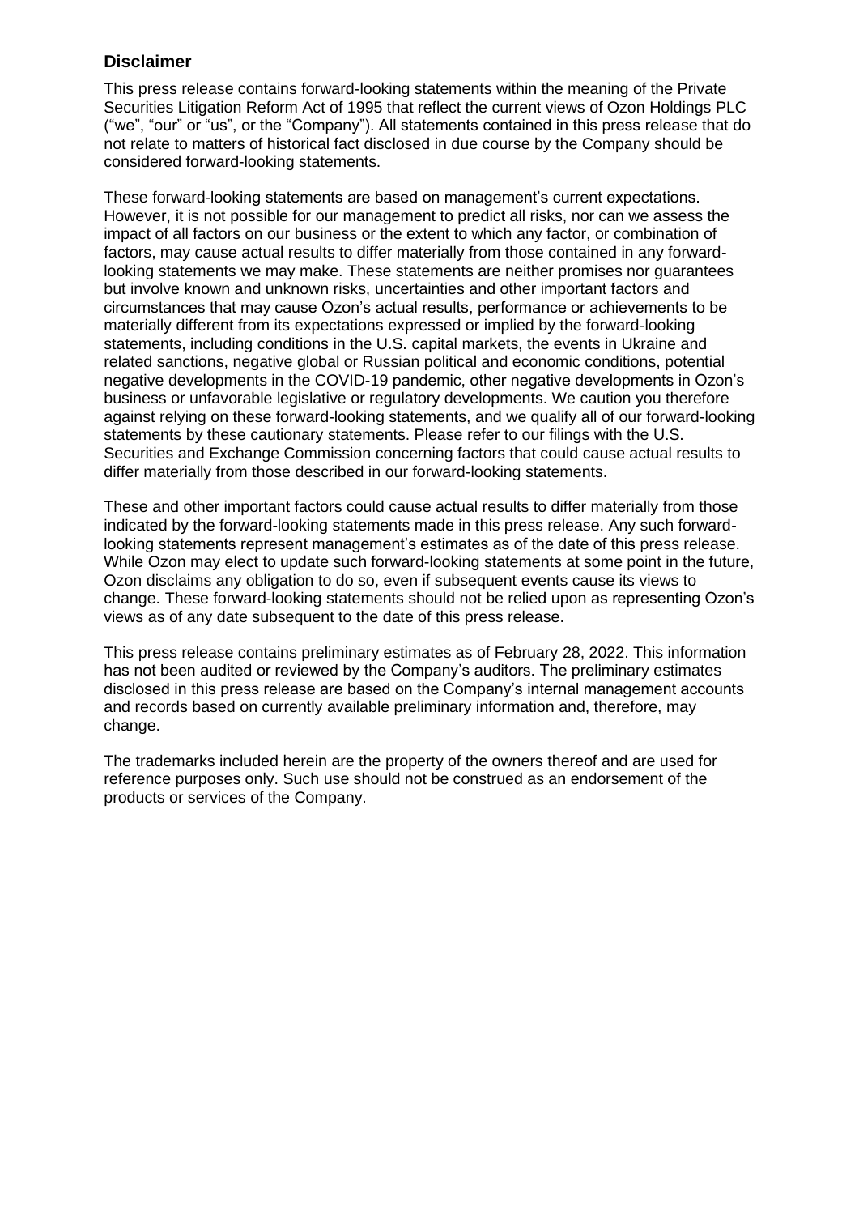## Disclaimer

This press release contains forward-looking statements within the meaning of the Private Securities Litigation Reform Act of 1995 that reflect the current views of Ozon Holdings PLC ("we", "our" or "us", or the "Company"). All statements contained in this press release that do not relate to matters of historical fact disclosed in due course by the Company should be considered forward-looking statements.

These forward-looking statements are based on management's current expectations. However, it is not possible for our management to predict all risks, nor can we assess the impact of all factors on our business or the extent to which any factor, or combination of factors, may cause actual results to differ materially from those contained in any forward-looking statements we may make. These statements are neither promises nor guarantees but involve known and unknown risks, uncertainties and other important factors and circumstances that may cause Ozon's actual results, performance or achievements to be materially different from its expectations expressed or implied by the forward-looking statements, including conditions in the U.S. capital markets, the events in Ukraine and related sanctions, negative global or Russian political and economic conditions, potential negative developments in the COVID-19 pandemic, other negative developments in Ozon's business or unfavorable legislative or regulatory developments. We caution you therefore against relying on these forward-looking statements, and we qualify all of our forward-looking statements by these cautionary statements. Please refer to our filings with the U.S. Securities and Exchange Commission concerning factors that could cause actual results to differ materially from those described in our forward-looking statements.

These and other important factors could cause actual results to differ materially from those indicated by the forward-looking statements made in this press release. Any such forward-looking statements represent management's estimates as of the date of this press release. While Ozon may elect to update such forward-looking statements at some point in the future, Ozon disclaims any obligation to do so, even if subsequent events cause its views to change. These forward-looking statements should not be relied upon as representing Ozon's views as of any date subsequent to the date of this press release.

This press release contains preliminary estimates as of February 28, 2022. This information has not been audited or reviewed by the Company's auditors. The preliminary estimates disclosed in this press release are based on the Company's internal management accounts and records based on currently available preliminary information and, therefore, may change.

The trademarks included herein are the property of the owners thereof and are used for reference purposes only. Such use should not be construed as an endorsement of the products or services of the Company.